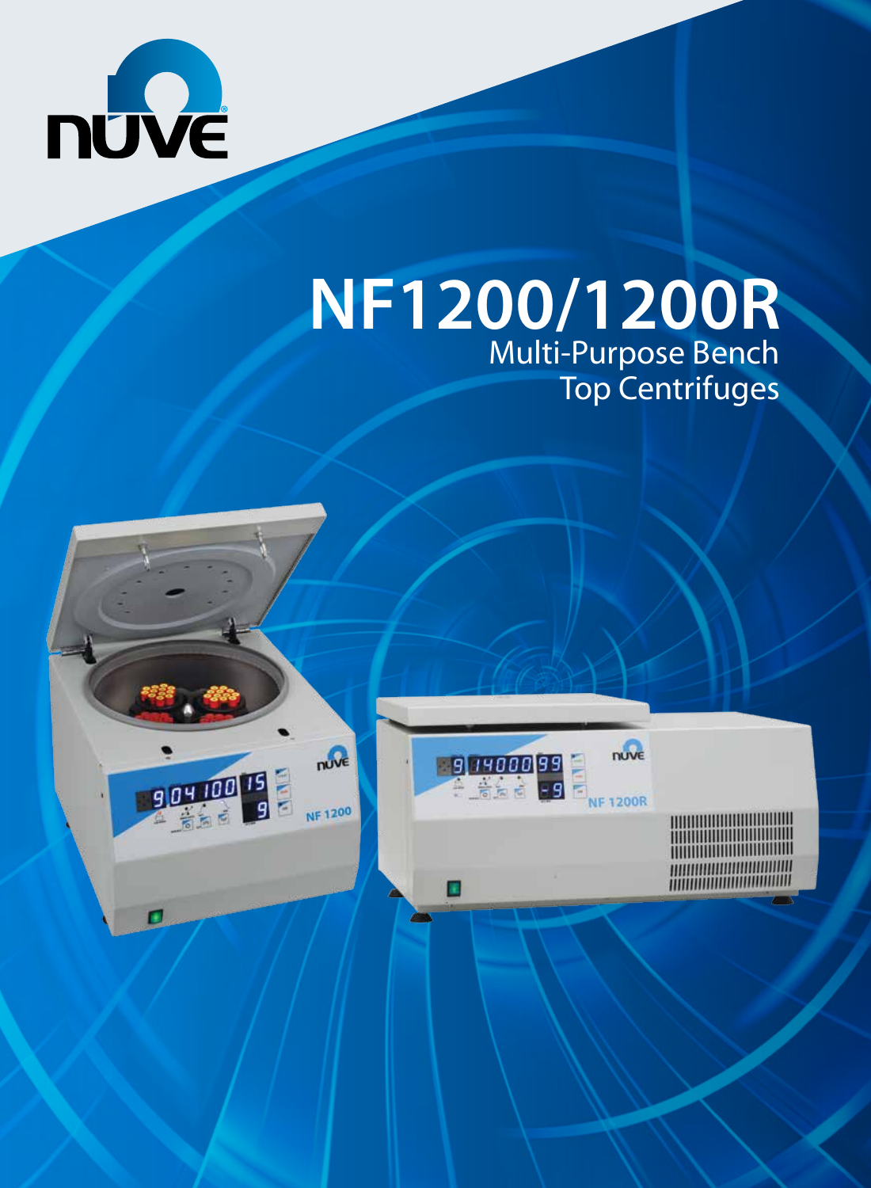# NF1200/1200R

## Multi-Purpose Bench Top Centrifuges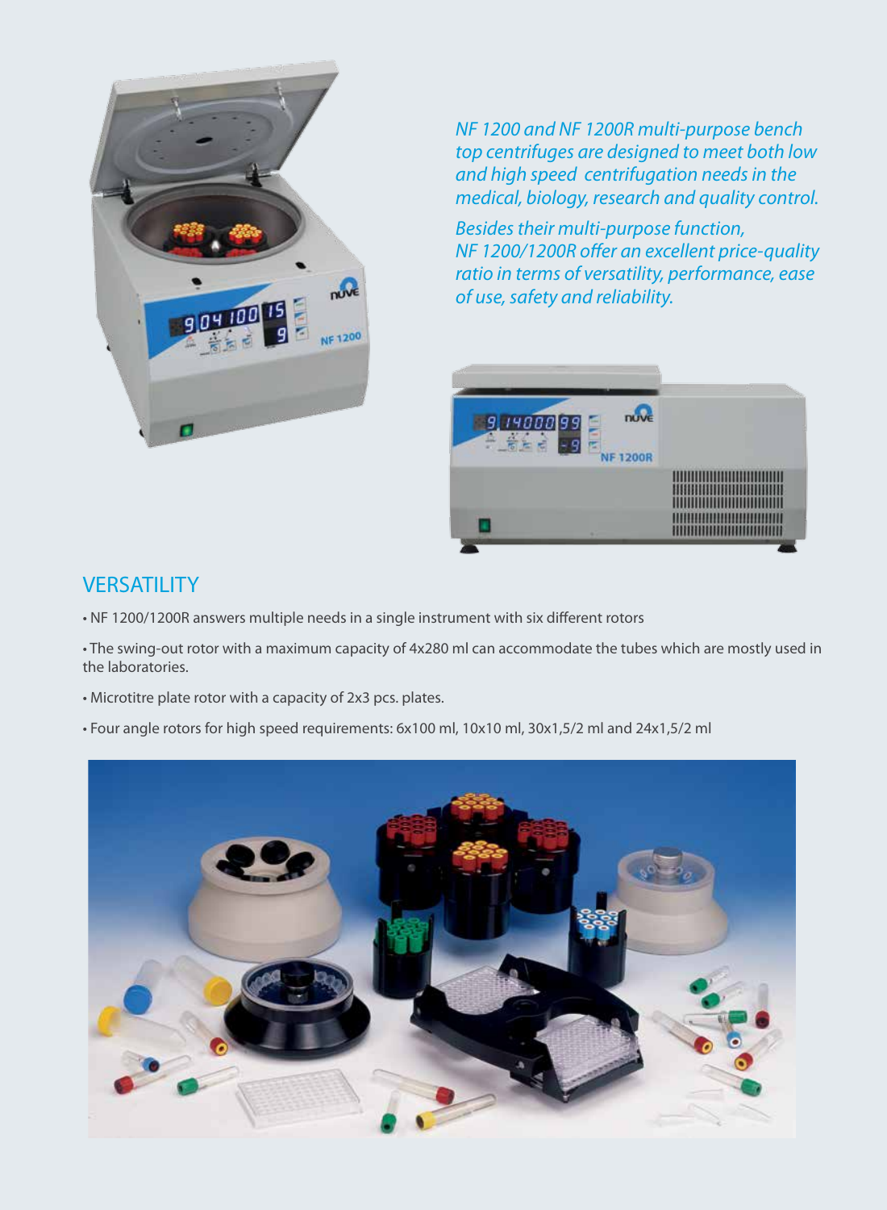*NF 1200 and NF 1200R multi-purpose bench top centrifuges are designed to meet both low and high speed centrifugation needs in the medical, biology, research and quality control.*

*Besides their multi-purpose function, NF 1200/1200R offer an excellent price-quality ratio in terms of versatility, performance, ease of use, safety and reliability.*

## VERSATILITY

- NF 1200/1200R answers multiple needs in a single instrument with six different rotors
- The swing-out rotor with a maximum capacity of 4x280 ml can accommodate the tubes which are mostly used in the laboratories.
- Microtitre plate rotor with a capacity of 2x3 pcs. plates.
- Four angle rotors for high speed requirements: 6x100 ml, 10x10 ml, 30x1,5/2 ml and 24x1,5/2 ml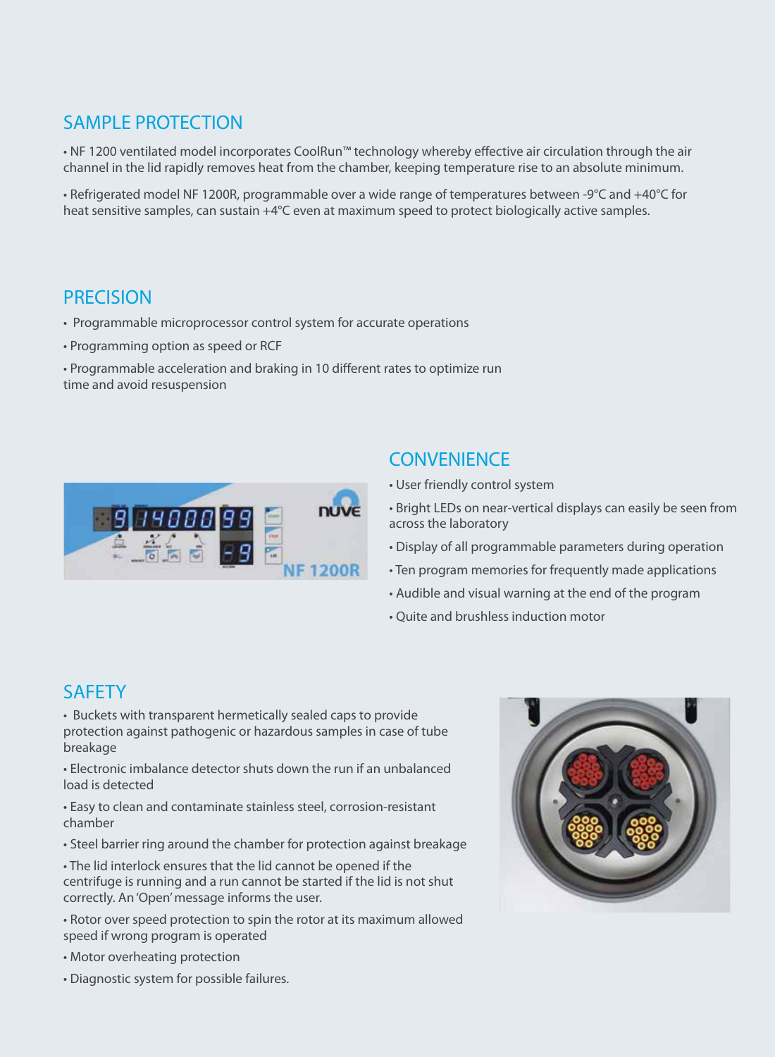## SAMPLE PROTECTION

- NF 1200 ventilated model incorporates CoolRun™ technology whereby effective air circulation through the air channel in the lid rapidly removes heat from the chamber, keeping temperature rise to an absolute minimum.
- Refrigerated model NF 1200R, programmable over a wide range of temperatures between -9°C and +40°C for heat sensitive samples, can sustain +4°C even at maximum speed to protect biologically active samples.

## PRECISION

- Programmable microprocessor control system for accurate operations
- Programming option as speed or RCF
- Programmable acceleration and braking in 10 different rates to optimize run time and avoid resuspension

## CONVENIENCE

- User friendly control system
- Bright LEDs on near-vertical displays can easily be seen from across the laboratory
- Display of all programmable parameters during operation
- Ten program memories for frequently made applications
- Audible and visual warning at the end of the program
- Quite and brushless induction motor

## SAFETY

- Buckets with transparent hermetically sealed caps to provide protection against pathogenic or hazardous samples in case of tube breakage
- Electronic imbalance detector shuts down the run if an unbalanced load is detected
- Easy to clean and contaminate stainless steel, corrosion-resistant chamber
- Steel barrier ring around the chamber for protection against breakage
- The lid interlock ensures that the lid cannot be opened if the centrifuge is running and a run cannot be started if the lid is not shut correctly. An 'Open' message informs the user.
- Rotor over speed protection to spin the rotor at its maximum allowed speed if wrong program is operated
- Motor overheating protection
- Diagnostic system for possible failures.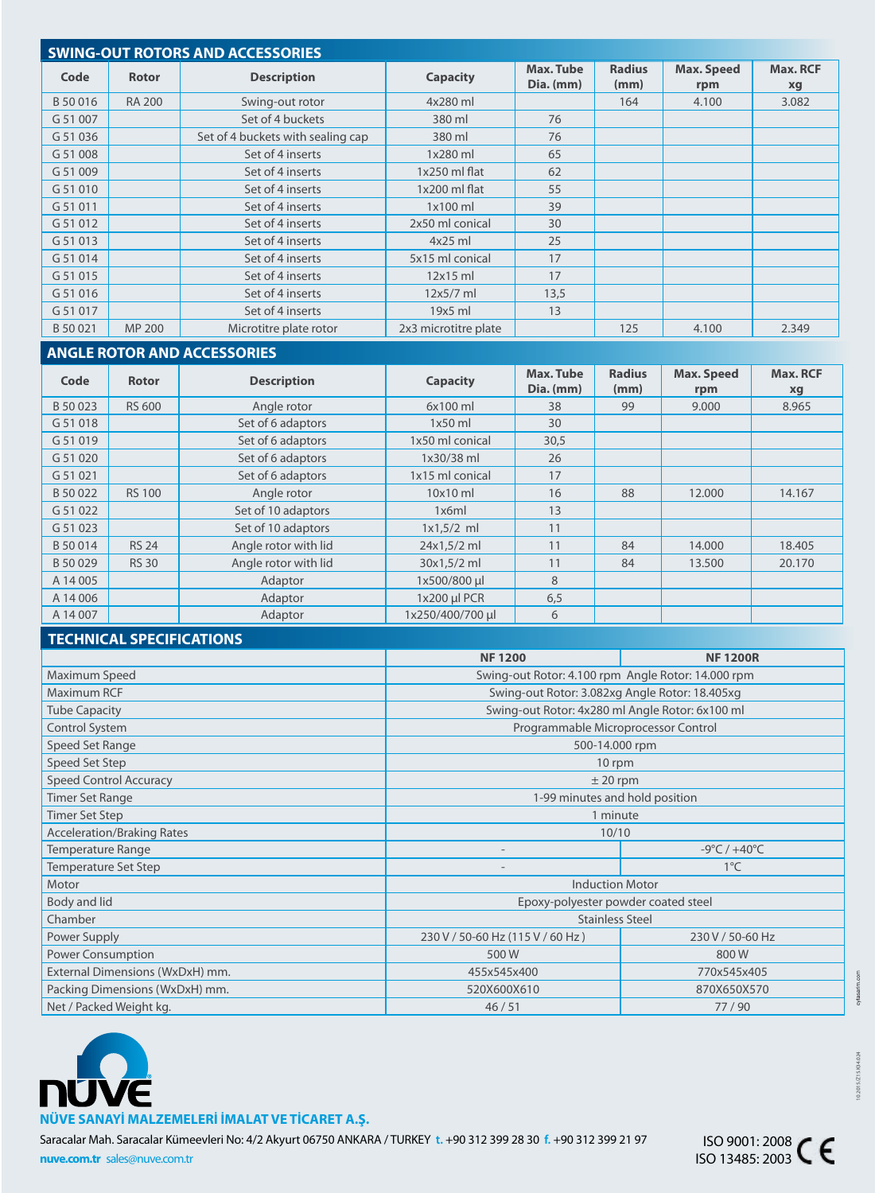## SWING-OUT ROTORS AND ACCESSORIES

| Code | Rotor | Description | Capacity | Max. Tube Dia. (mm) | Radius (mm) | Max. Speed rpm | Max. RCF xg |
|---|---|---|---|---|---|---|---|
| B 50 016 | RA 200 | Swing-out rotor | 4x280 ml | | 164 | 4.100 | 3.082 |
| G 51 007 | | Set of 4 buckets | 380 ml | 76 | | | |
| G 51 036 | | Set of 4 buckets with sealing cap | 380 ml | 76 | | | |
| G 51 008 | | Set of 4 inserts | 1x280 ml | 65 | | | |
| G 51 009 | | Set of 4 inserts | 1x250 ml flat | 62 | | | |
| G 51 010 | | Set of 4 inserts | 1x200 ml flat | 55 | | | |
| G 51 011 | | Set of 4 inserts | 1x100 ml | 39 | | | |
| G 51 012 | | Set of 4 inserts | 2x50 ml conical | 30 | | | |
| G 51 013 | | Set of 4 inserts | 4x25 ml | 25 | | | |
| G 51 014 | | Set of 4 inserts | 5x15 ml conical | 17 | | | |
| G 51 015 | | Set of 4 inserts | 12x15 ml | 17 | | | |
| G 51 016 | | Set of 4 inserts | 12x5/7 ml | 13,5 | | | |
| G 51 017 | | Set of 4 inserts | 19x5 ml | 13 | | | |
| B 50 021 | MP 200 | Microtitre plate rotor | 2x3 microtitre plate | | 125 | 4.100 | 2.349 |

## ANGLE ROTOR AND ACCESSORIES

| Code | Rotor | Description | Capacity | Max. Tube Dia. (mm) | Radius (mm) | Max. Speed rpm | Max. RCF xg |
|---|---|---|---|---|---|---|---|
| B 50 023 | RS 600 | Angle rotor | 6x100 ml | 38 | 99 | 9.000 | 8.965 |
| G 51 018 | | Set of 6 adaptors | 1x50 ml | 30 | | | |
| G 51 019 | | Set of 6 adaptors | 1x50 ml conical | 30,5 | | | |
| G 51 020 | | Set of 6 adaptors | 1x30/38 ml | 26 | | | |
| G 51 021 | | Set of 6 adaptors | 1x15 ml conical | 17 | | | |
| B 50 022 | RS 100 | Angle rotor | 10x10 ml | 16 | 88 | 12.000 | 14.167 |
| G 51 022 | | Set of 10 adaptors | 1x6ml | 13 | | | |
| G 51 023 | | Set of 10 adaptors | 1x1,5/2 ml | 11 | | | |
| B 50 014 | RS 24 | Angle rotor with lid | 24x1,5/2 ml | 11 | 84 | 14.000 | 18.405 |
| B 50 029 | RS 30 | Angle rotor with lid | 30x1,5/2 ml | 11 | 84 | 13.500 | 20.170 |
| A 14 005 | | Adaptor | 1x500/800 µl | 8 | | | |
| A 14 006 | | Adaptor | 1x200 µl PCR | 6,5 | | | |
| A 14 007 | | Adaptor | 1x250/400/700 µl | 6 | | | |

## TECHNICAL SPECIFICATIONS

| | NF 1200 | NF 1200R |
|---|---|---|
| Maximum Speed | Swing-out Rotor: 4.100 rpm Angle Rotor: 14.000 rpm | |
| Maximum RCF | Swing-out Rotor: 3.082xg Angle Rotor: 18.405xg | |
| Tube Capacity | Swing-out Rotor: 4x280 ml Angle Rotor: 6x100 ml | |
| Control System | Programmable Microprocessor Control | |
| Speed Set Range | 500-14.000 rpm | |
| Speed Set Step | 10 rpm | |
| Speed Control Accuracy | ± 20 rpm | |
| Timer Set Range | 1-99 minutes and hold position | |
| Timer Set Step | 1 minute | |
| Acceleration/Braking Rates | 10/10 | |
| Temperature Range | - | -9°C / +40°C |
| Temperature Set Step | - | 1°C |
| Motor | Induction Motor | |
| Body and lid | Epoxy-polyester powder coated steel | |
| Chamber | Stainless Steel | |
| Power Supply | 230 V / 50-60 Hz (115 V / 60 Hz ) | 230 V / 50-60 Hz |
| Power Consumption | 500 W | 800 W |
| External Dimensions (WxDxH) mm. | 455x545x400 | 770x545x405 |
| Packing Dimensions (WxDxH) mm. | 520X600X610 | 870X650X570 |
| Net / Packed Weight kg. | 46 / 51 | 77 / 90 |

**NÜVE SANAYİ MALZEMELERİ İMALAT VE TİCARET A.Ş.**

Saracalar Mah. Saracalar Kümeevleri No: 4/2 Akyurt 06750 ANKARA / TURKEY t. +90 312 399 28 30 f. +90 312 399 21 97

nuve.com.tr sales@nuve.com.tr

ISO 9001: 2008
ISO 13485: 2003